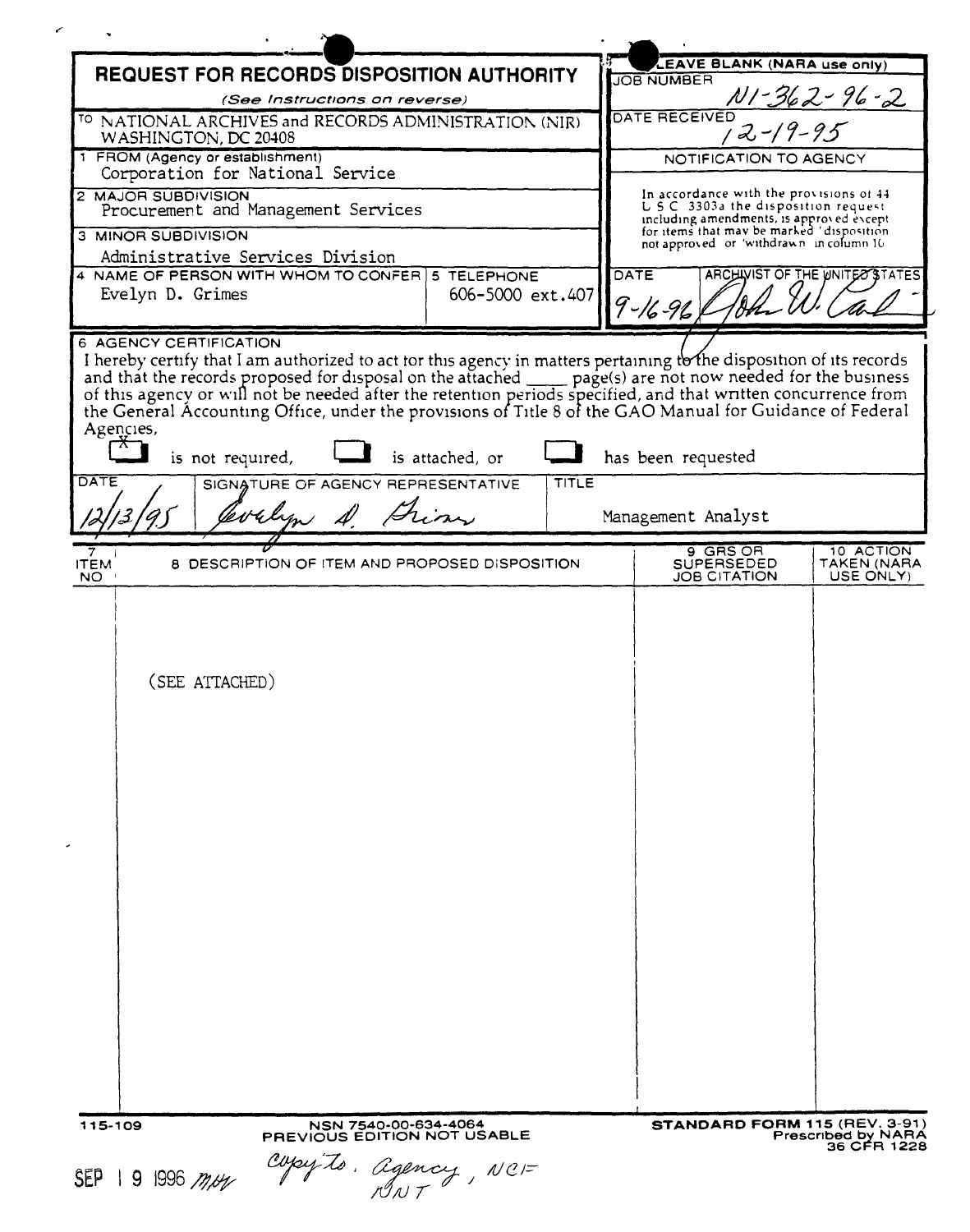# REQUEST FOR RECORDS DISPOSITION AUTHORITY

*(See Instructions on reverse)*

**LEAVE BLANK (NARA use only)**

JOB NUMBER: N1-362-96-2

DATE RECEIVED: 12-19-95

NOTIFICATION TO AGENCY

In accordance with the provisions of 44 U.S.C. 3303a the disposition request, including amendments, is approved except for items that may be marked "disposition not approved" or "withdrawn" in column 10.

DATE: 9-16-96

ARCHIVIST OF THE UNITED STATES: John W. Carlin

TO: NATIONAL ARCHIVES and RECORDS ADMINISTRATION (NIR) WASHINGTON, DC 20408

1 FROM (Agency or establishment): Corporation for National Service

2 MAJOR SUBDIVISION: Procurement and Management Services

3 MINOR SUBDIVISION: Administrative Services Division

4 NAME OF PERSON WITH WHOM TO CONFER: Evelyn D. Grimes

5 TELEPHONE: 606-5000 ext.407

## 6 AGENCY CERTIFICATION

I hereby certify that I am authorized to act for this agency in matters pertaining to the disposition of its records and that the records proposed for disposal on the attached _____ page(s) are not now needed for the business of this agency or will not be needed after the retention periods specified, and that written concurrence from the General Accounting Office, under the provisions of Title 8 of the GAO Manual for Guidance of Federal Agencies,

[X] is not required, [ ] is attached, or [ ] has been requested

| DATE | SIGNATURE OF AGENCY REPRESENTATIVE | TITLE |
|---|---|---|
| 12/13/95 | Evelyn D. Grimes | Management Analyst |

| 7 ITEM NO | 8 DESCRIPTION OF ITEM AND PROPOSED DISPOSITION | 9 GRS OR SUPERSEDED JOB CITATION | 10 ACTION TAKEN (NARA USE ONLY) |
|---|---|---|---|
| | (SEE ATTACHED) | | |

115-109

NSN 7540-00-634-4064

PREVIOUS EDITION NOT USABLE

STANDARD FORM 115 (REV. 3-91) Prescribed by NARA 36 CFR 1228

SEP 19 1996 mbw

Copy to: Agency, NCF NWT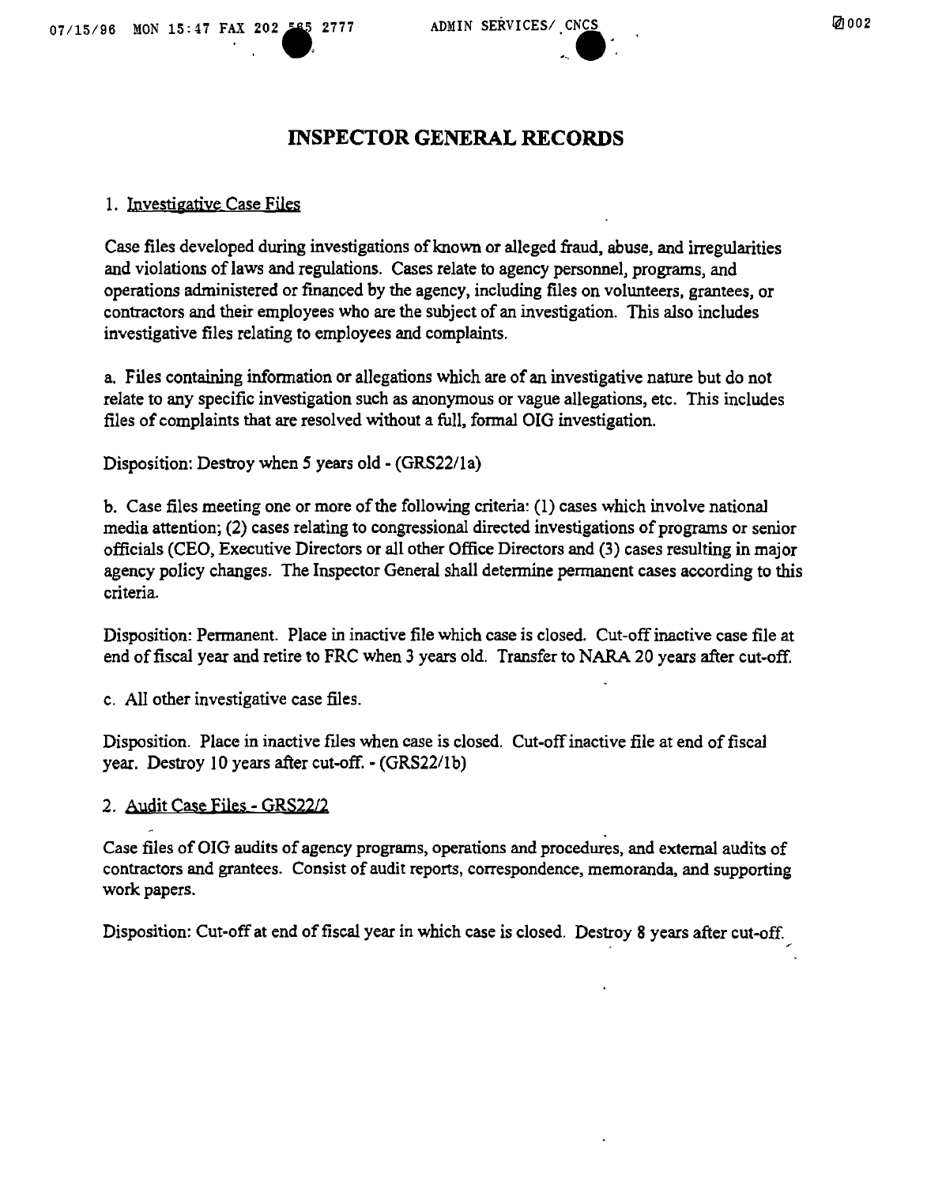# INSPECTOR GENERAL RECORDS

1. Investigative Case Files

Case files developed during investigations of known or alleged fraud, abuse, and irregularities and violations of laws and regulations. Cases relate to agency personnel, programs, and operations administered or financed by the agency, including files on volunteers, grantees, or contractors and their employees who are the subject of an investigation. This also includes investigative files relating to employees and complaints.

a. Files containing information or allegations which are of an investigative nature but do not relate to any specific investigation such as anonymous or vague allegations, etc. This includes files of complaints that are resolved without a full, formal OIG investigation.

Disposition: Destroy when 5 years old - (GRS22/1a)

b. Case files meeting one or more of the following criteria: (1) cases which involve national media attention; (2) cases relating to congressional directed investigations of programs or senior officials (CEO, Executive Directors or all other Office Directors and (3) cases resulting in major agency policy changes. The Inspector General shall determine permanent cases according to this criteria.

Disposition: Permanent. Place in inactive file which case is closed. Cut-off inactive case file at end of fiscal year and retire to FRC when 3 years old. Transfer to NARA 20 years after cut-off.

c. All other investigative case files.

Disposition. Place in inactive files when case is closed. Cut-off inactive file at end of fiscal year. Destroy 10 years after cut-off. - (GRS22/1b)

2. Audit Case Files - GRS22/2

Case files of OIG audits of agency programs, operations and procedures, and external audits of contractors and grantees. Consist of audit reports, correspondence, memoranda, and supporting work papers.

Disposition: Cut-off at end of fiscal year in which case is closed. Destroy 8 years after cut-off.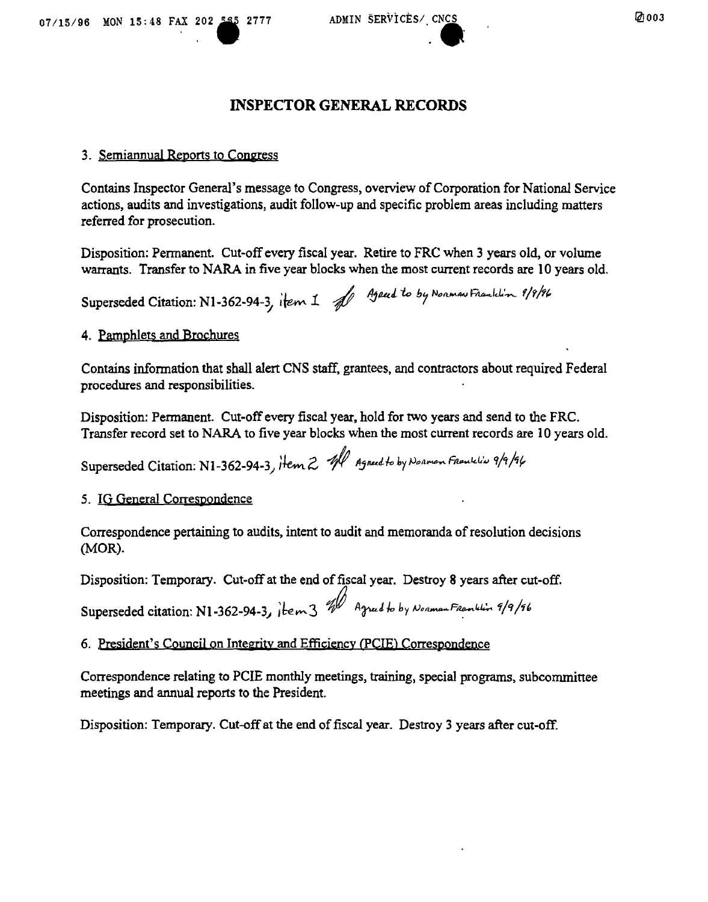# INSPECTOR GENERAL RECORDS

3. Semiannual Reports to Congress

Contains Inspector General's message to Congress, overview of Corporation for National Service actions, audits and investigations, audit follow-up and specific problem areas including matters referred for prosecution.

Disposition: Permanent. Cut-off every fiscal year. Retire to FRC when 3 years old, or volume warrants. Transfer to NARA in five year blocks when the most current records are 10 years old.

Superseded Citation: N1-362-94-3, item 1 Agreed to by Norman Franklin 9/9/96

4. Pamphlets and Brochures

Contains information that shall alert CNS staff, grantees, and contractors about required Federal procedures and responsibilities.

Disposition: Permanent. Cut-off every fiscal year, hold for two years and send to the FRC. Transfer record set to NARA to five year blocks when the most current records are 10 years old.

Superseded Citation: N1-362-94-3, item 2 Agreed to by Norman Franklin 9/9/96

5. IG General Correspondence

Correspondence pertaining to audits, intent to audit and memoranda of resolution decisions (MOR).

Disposition: Temporary. Cut-off at the end of fiscal year. Destroy 8 years after cut-off.

Superseded citation: N1-362-94-3, item 3 Agreed to by Norman Franklin 9/9/96

6. President's Council on Integrity and Efficiency (PCIE) Correspondence

Correspondence relating to PCIE monthly meetings, training, special programs, subcommittee meetings and annual reports to the President.

Disposition: Temporary. Cut-off at the end of fiscal year. Destroy 3 years after cut-off.